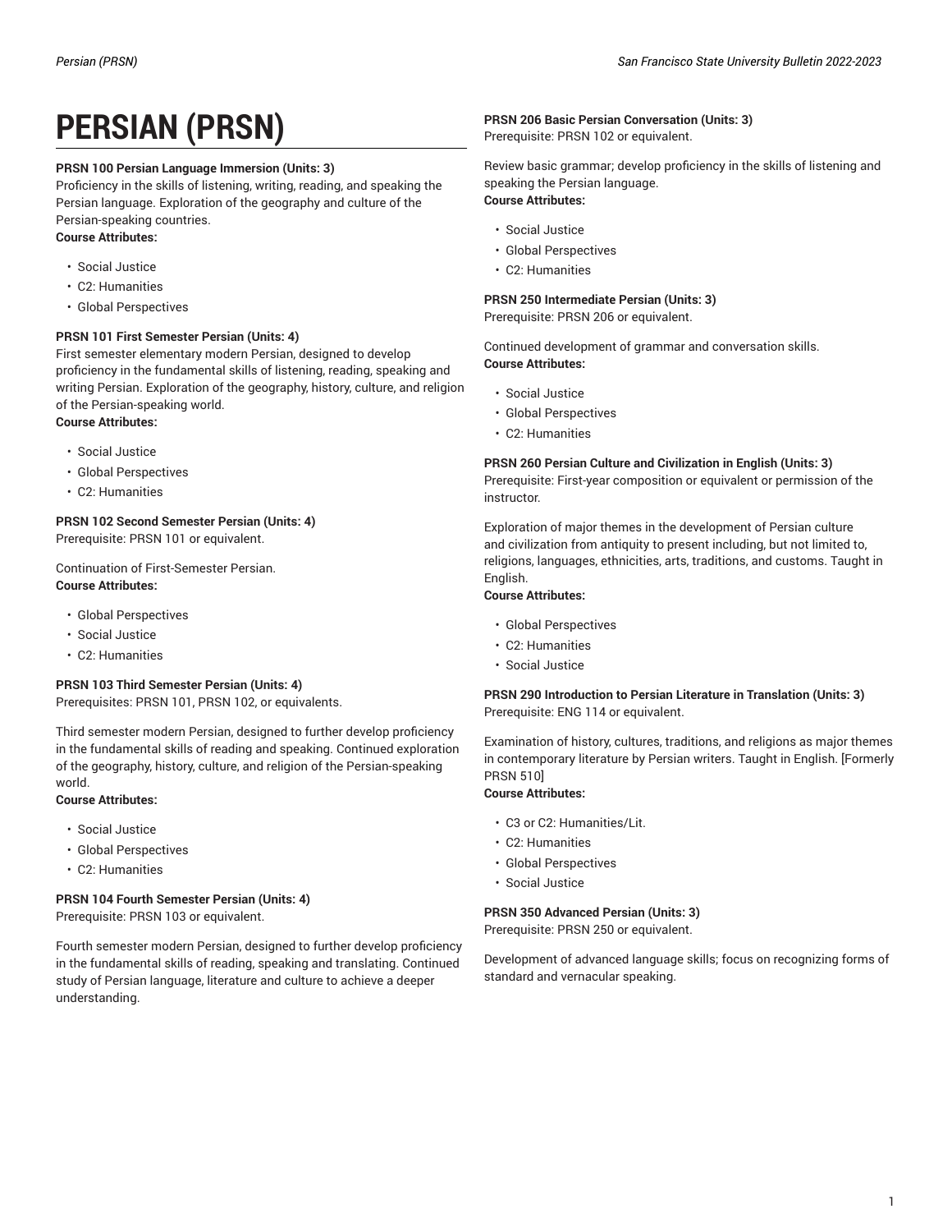# PERSIAN (PRSN)

**PRSN 100 Persian Language Immersion (Units: 3)**
Proficiency in the skills of listening, writing, reading, and speaking the Persian language. Exploration of the geography and culture of the Persian-speaking countries.
**Course Attributes:**

- Social Justice
- C2: Humanities
- Global Perspectives

**PRSN 101 First Semester Persian (Units: 4)**
First semester elementary modern Persian, designed to develop proficiency in the fundamental skills of listening, reading, speaking and writing Persian. Exploration of the geography, history, culture, and religion of the Persian-speaking world.
**Course Attributes:**

- Social Justice
- Global Perspectives
- C2: Humanities

**PRSN 102 Second Semester Persian (Units: 4)**
Prerequisite: PRSN 101 or equivalent.

Continuation of First-Semester Persian.
**Course Attributes:**

- Global Perspectives
- Social Justice
- C2: Humanities

**PRSN 103 Third Semester Persian (Units: 4)**
Prerequisites: PRSN 101, PRSN 102, or equivalents.

Third semester modern Persian, designed to further develop proficiency in the fundamental skills of reading and speaking. Continued exploration of the geography, history, culture, and religion of the Persian-speaking world.
**Course Attributes:**

- Social Justice
- Global Perspectives
- C2: Humanities

**PRSN 104 Fourth Semester Persian (Units: 4)**
Prerequisite: PRSN 103 or equivalent.

Fourth semester modern Persian, designed to further develop proficiency in the fundamental skills of reading, speaking and translating. Continued study of Persian language, literature and culture to achieve a deeper understanding.

**PRSN 206 Basic Persian Conversation (Units: 3)**
Prerequisite: PRSN 102 or equivalent.

Review basic grammar; develop proficiency in the skills of listening and speaking the Persian language.
**Course Attributes:**

- Social Justice
- Global Perspectives
- C2: Humanities

**PRSN 250 Intermediate Persian (Units: 3)**
Prerequisite: PRSN 206 or equivalent.

Continued development of grammar and conversation skills.
**Course Attributes:**

- Social Justice
- Global Perspectives
- C2: Humanities

**PRSN 260 Persian Culture and Civilization in English (Units: 3)**
Prerequisite: First-year composition or equivalent or permission of the instructor.

Exploration of major themes in the development of Persian culture and civilization from antiquity to present including, but not limited to, religions, languages, ethnicities, arts, traditions, and customs. Taught in English.
**Course Attributes:**

- Global Perspectives
- C2: Humanities
- Social Justice

**PRSN 290 Introduction to Persian Literature in Translation (Units: 3)**
Prerequisite: ENG 114 or equivalent.

Examination of history, cultures, traditions, and religions as major themes in contemporary literature by Persian writers. Taught in English. [Formerly PRSN 510]
**Course Attributes:**

- C3 or C2: Humanities/Lit.
- C2: Humanities
- Global Perspectives
- Social Justice

**PRSN 350 Advanced Persian (Units: 3)**
Prerequisite: PRSN 250 or equivalent.

Development of advanced language skills; focus on recognizing forms of standard and vernacular speaking.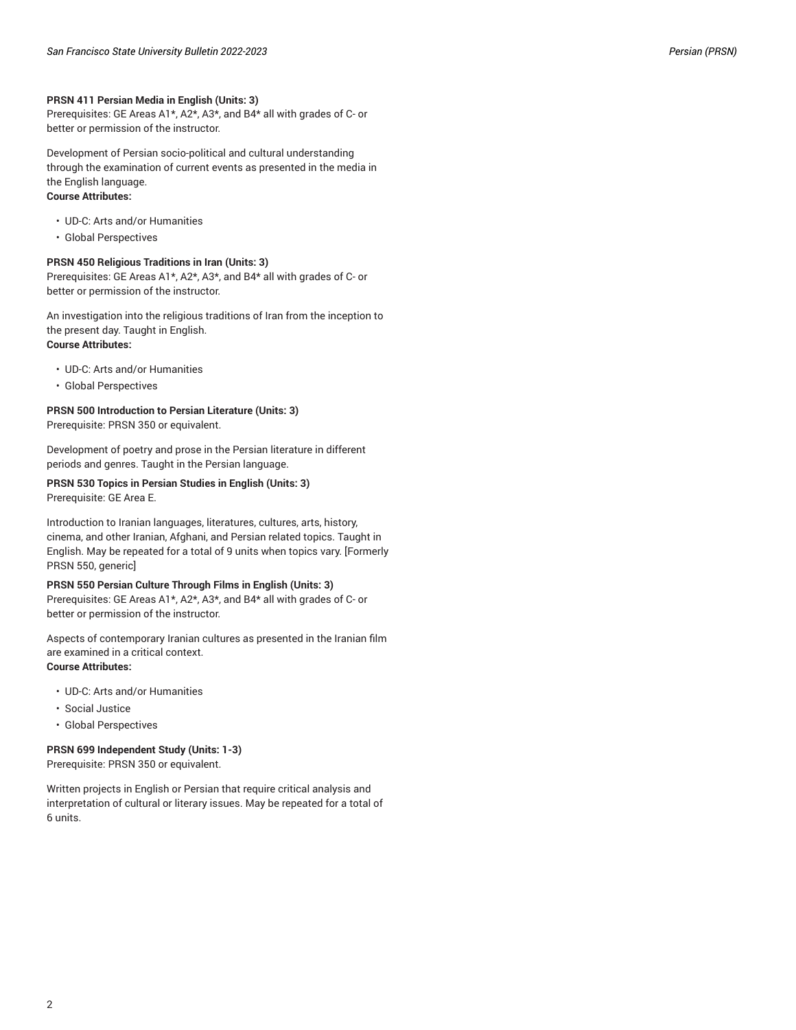**PRSN 411 Persian Media in English (Units: 3)**
Prerequisites: GE Areas A1*, A2*, A3*, and B4* all with grades of C- or better or permission of the instructor.

Development of Persian socio-political and cultural understanding through the examination of current events as presented in the media in the English language.
**Course Attributes:**

- UD-C: Arts and/or Humanities
- Global Perspectives

**PRSN 450 Religious Traditions in Iran (Units: 3)**
Prerequisites: GE Areas A1*, A2*, A3*, and B4* all with grades of C- or better or permission of the instructor.

An investigation into the religious traditions of Iran from the inception to the present day. Taught in English.
**Course Attributes:**

- UD-C: Arts and/or Humanities
- Global Perspectives

**PRSN 500 Introduction to Persian Literature (Units: 3)**
Prerequisite: PRSN 350 or equivalent.

Development of poetry and prose in the Persian literature in different periods and genres. Taught in the Persian language.

**PRSN 530 Topics in Persian Studies in English (Units: 3)**
Prerequisite: GE Area E.

Introduction to Iranian languages, literatures, cultures, arts, history, cinema, and other Iranian, Afghani, and Persian related topics. Taught in English. May be repeated for a total of 9 units when topics vary. [Formerly PRSN 550, generic]

**PRSN 550 Persian Culture Through Films in English (Units: 3)**
Prerequisites: GE Areas A1*, A2*, A3*, and B4* all with grades of C- or better or permission of the instructor.

Aspects of contemporary Iranian cultures as presented in the Iranian film are examined in a critical context.
**Course Attributes:**

- UD-C: Arts and/or Humanities
- Social Justice
- Global Perspectives

**PRSN 699 Independent Study (Units: 1-3)**
Prerequisite: PRSN 350 or equivalent.

Written projects in English or Persian that require critical analysis and interpretation of cultural or literary issues. May be repeated for a total of 6 units.